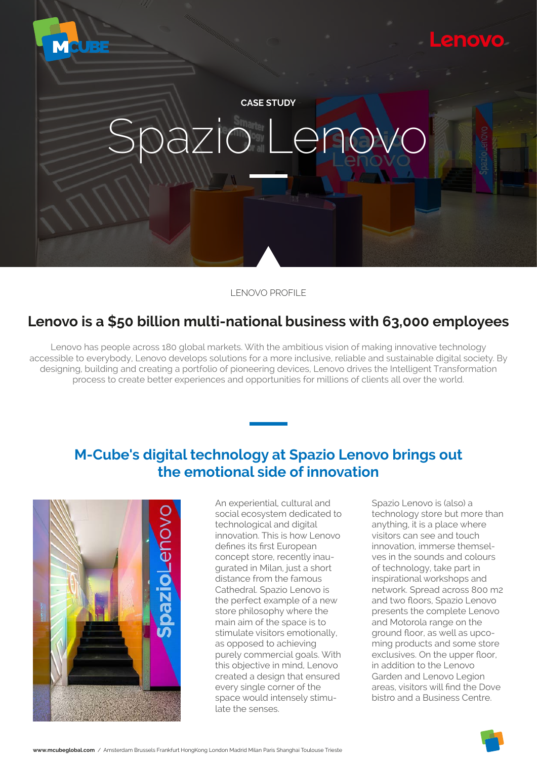CASE STUDY

# Spazio Lenovo

LENOVO PROFILE

## Lenovo is a $50 billion multi-national business with 63,000 employees

Lenovo has people across 180 global markets. With the ambitious vision of making innovative technology accessible to everybody, Lenovo develops solutions for a more inclusive, reliable and sustainable digital society. By designing, building and creating a portfolio of pioneering devices, Lenovo drives the Intelligent Transformation process to create better experiences and opportunities for millions of clients all over the world.

## M-Cube's digital technology at Spazio Lenovo brings out the emotional side of innovation

An experiential, cultural and social ecosystem dedicated to technological and digital innovation. This is how Lenovo defines its first European concept store, recently inaugurated in Milan, just a short distance from the famous Cathedral. Spazio Lenovo is the perfect example of a new store philosophy where the main aim of the space is to stimulate visitors emotionally, as opposed to achieving purely commercial goals. With this objective in mind, Lenovo created a design that ensured every single corner of the space would intensely stimulate the senses.

Spazio Lenovo is (also) a technology store but more than anything, it is a place where visitors can see and touch innovation, immerse themselves in the sounds and colours of technology, take part in inspirational workshops and network. Spread across 800 m2 and two floors, Spazio Lenovo presents the complete Lenovo and Motorola range on the ground floor, as well as upcoming products and some store exclusives. On the upper floor, in addition to the Lenovo Garden and Lenovo Legion areas, visitors will find the Dove bistro and a Business Centre.

**www.mcubeglobal.com** / Amsterdam Brussels Frankfurt HongKong London Madrid Milan Paris Shanghai Toulouse Trieste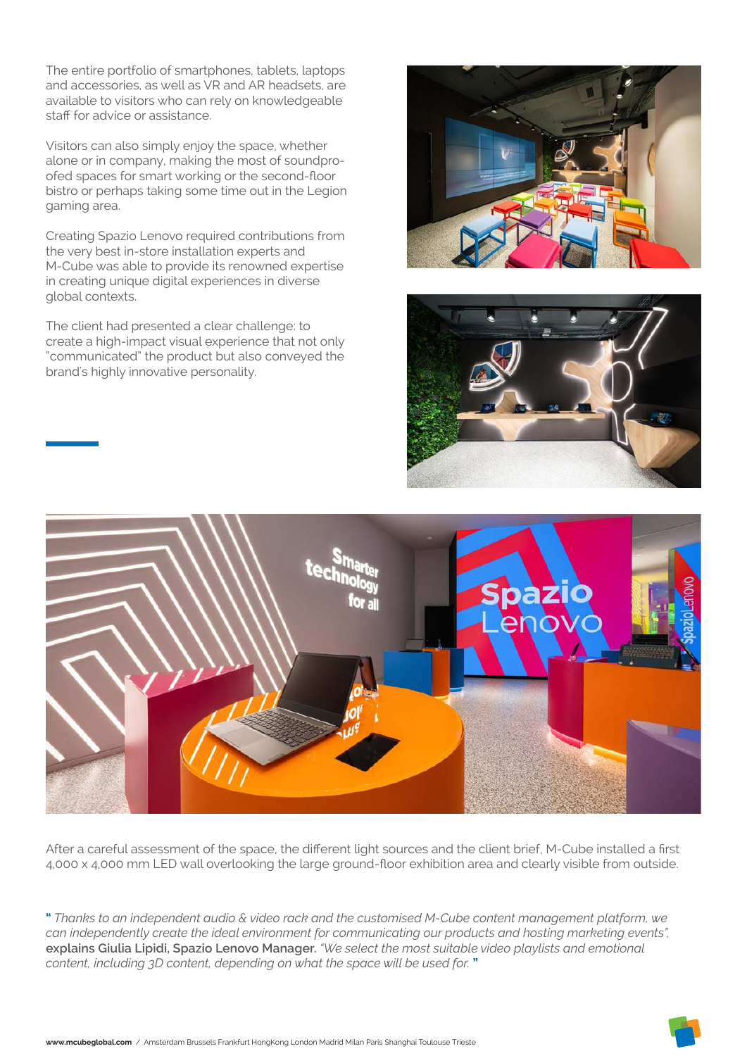The entire portfolio of smartphones, tablets, laptops and accessories, as well as VR and AR headsets, are available to visitors who can rely on knowledgeable staff for advice or assistance.

Visitors can also simply enjoy the space, whether alone or in company, making the most of soundproofed spaces for smart working or the second-floor bistro or perhaps taking some time out in the Legion gaming area.

Creating Spazio Lenovo required contributions from the very best in-store installation experts and M-Cube was able to provide its renowned expertise in creating unique digital experiences in diverse global contexts.

The client had presented a clear challenge: to create a high-impact visual experience that not only "communicated" the product but also conveyed the brand's highly innovative personality.

After a careful assessment of the space, the different light sources and the client brief, M-Cube installed a first 4,000 x 4,000 mm LED wall overlooking the large ground-floor exhibition area and clearly visible from outside.

" *Thanks to an independent audio & video rack and the customised M-Cube content management platform, we can independently create the ideal environment for communicating our products and hosting marketing events",* **explains Giulia Lipidi, Spazio Lenovo Manager.** *"We select the most suitable video playlists and emotional content, including 3D content, depending on what the space will be used for.* "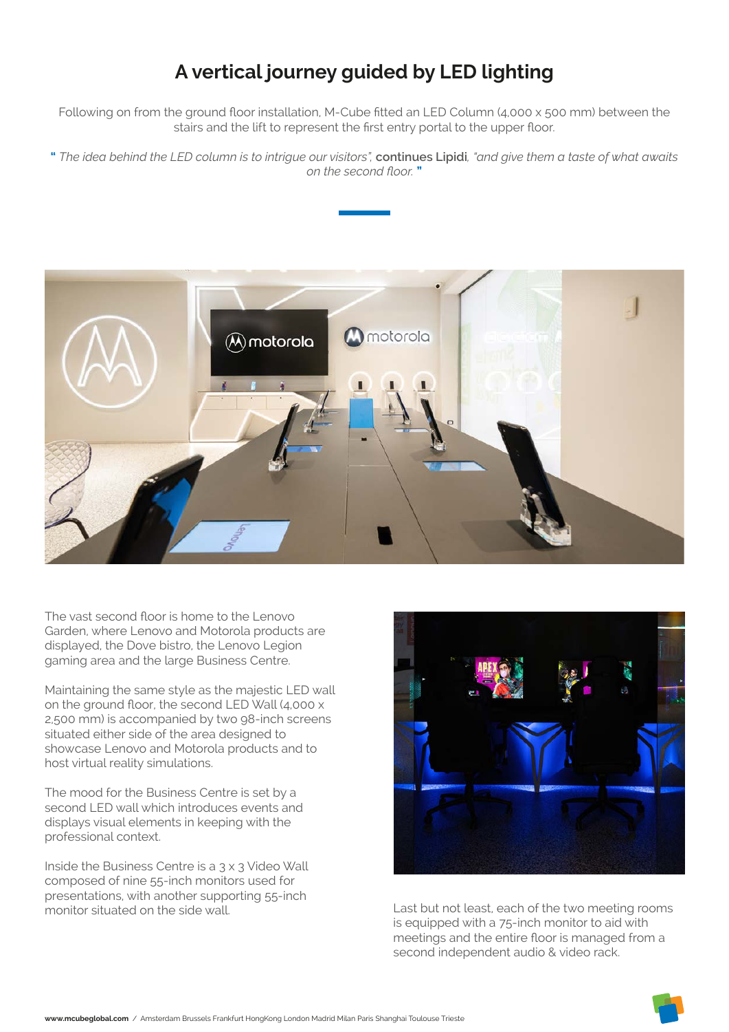# A vertical journey guided by LED lighting

Following on from the ground floor installation, M-Cube fitted an LED Column (4,000 x 500 mm) between the stairs and the lift to represent the first entry portal to the upper floor.

" *The idea behind the LED column is to intrigue our visitors"*, **continues Lipidi**, *"and give them a taste of what awaits on the second floor.* "

The vast second floor is home to the Lenovo Garden, where Lenovo and Motorola products are displayed, the Dove bistro, the Lenovo Legion gaming area and the large Business Centre.

Maintaining the same style as the majestic LED wall on the ground floor, the second LED Wall (4,000 x 2,500 mm) is accompanied by two 98-inch screens situated either side of the area designed to showcase Lenovo and Motorola products and to host virtual reality simulations.

The mood for the Business Centre is set by a second LED wall which introduces events and displays visual elements in keeping with the professional context.

Inside the Business Centre is a 3 x 3 Video Wall composed of nine 55-inch monitors used for presentations, with another supporting 55-inch monitor situated on the side wall.

Last but not least, each of the two meeting rooms is equipped with a 75-inch monitor to aid with meetings and the entire floor is managed from a second independent audio & video rack.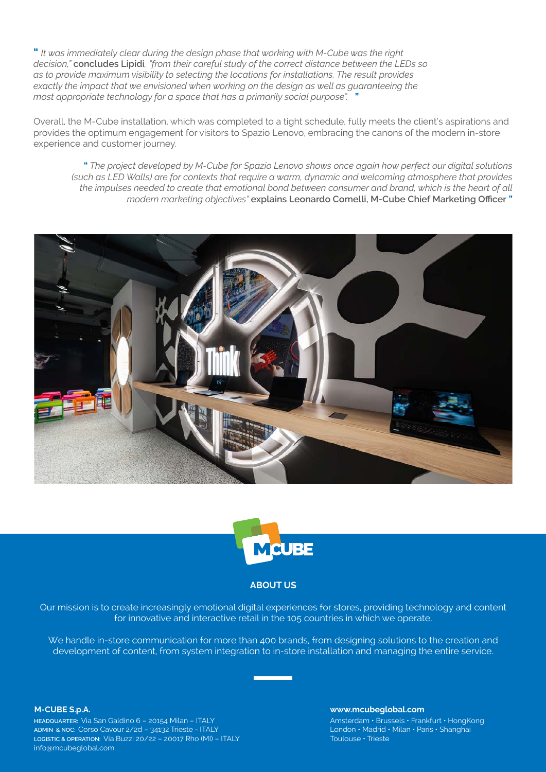" *It was immediately clear during the design phase that working with M-Cube was the right decision,"* **concludes Lipidi**, *"from their careful study of the correct distance between the LEDs so as to provide maximum visibility to selecting the locations for installations. The result provides exactly the impact that we envisioned when working on the design as well as guaranteeing the most appropriate technology for a space that has a primarily social purpose".* "

Overall, the M-Cube installation, which was completed to a tight schedule, fully meets the client's aspirations and provides the optimum engagement for visitors to Spazio Lenovo, embracing the canons of the modern in-store experience and customer journey.

" *The project developed by M-Cube for Spazio Lenovo shows once again how perfect our digital solutions (such as LED Walls) are for contexts that require a warm, dynamic and welcoming atmosphere that provides the impulses needed to create that emotional bond between consumer and brand, which is the heart of all modern marketing objectives"* **explains Leonardo Comelli, M-Cube Chief Marketing Officer** "

## ABOUT US

Our mission is to create increasingly emotional digital experiences for stores, providing technology and content for innovative and interactive retail in the 105 countries in which we operate.

We handle in-store communication for more than 400 brands, from designing solutions to the creation and development of content, from system integration to in-store installation and managing the entire service.

**M-CUBE S.p.A.**
HEADQUARTER: Via San Galdino 6 – 20154 Milan – ITALY
ADMIN & NOC: Corso Cavour 2/2d – 34132 Trieste - ITALY
LOGISTIC & OPERATION: Via Buzzi 20/22 – 20017 Rho (MI) – ITALY
info@mcubeglobal.com

**www.mcubeglobal.com**
Amsterdam • Brussels • Frankfurt • HongKong
London • Madrid • Milan • Paris • Shanghai
Toulouse • Trieste